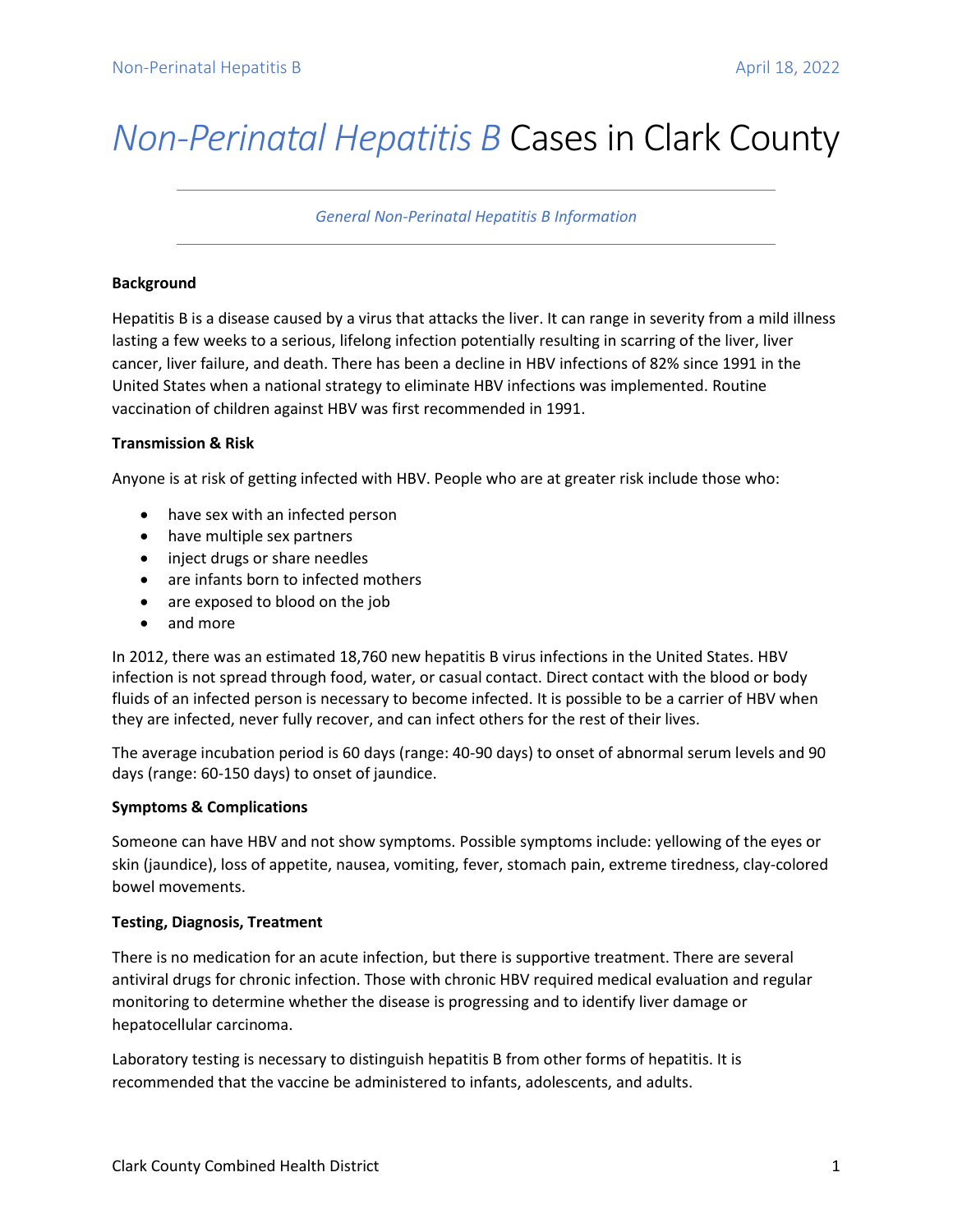# *Non-Perinatal Hepatitis B* Cases in Clark County

*General Non-Perinatal Hepatitis B Information*

**Background**

Hepatitis B is a disease caused by a virus that attacks the liver. It can range in severity from a mild illness lasting a few weeks to a serious, lifelong infection potentially resulting in scarring of the liver, liver cancer, liver failure, and death. There has been a decline in HBV infections of 82% since 1991 in the United States when a national strategy to eliminate HBV infections was implemented. Routine vaccination of children against HBV was first recommended in 1991.

**Transmission & Risk**

Anyone is at risk of getting infected with HBV. People who are at greater risk include those who:

- have sex with an infected person
- have multiple sex partners
- inject drugs or share needles
- are infants born to infected mothers
- are exposed to blood on the job
- and more

In 2012, there was an estimated 18,760 new hepatitis B virus infections in the United States. HBV infection is not spread through food, water, or casual contact. Direct contact with the blood or body fluids of an infected person is necessary to become infected. It is possible to be a carrier of HBV when they are infected, never fully recover, and can infect others for the rest of their lives.

The average incubation period is 60 days (range: 40-90 days) to onset of abnormal serum levels and 90 days (range: 60-150 days) to onset of jaundice.

**Symptoms & Complications**

Someone can have HBV and not show symptoms. Possible symptoms include: yellowing of the eyes or skin (jaundice), loss of appetite, nausea, vomiting, fever, stomach pain, extreme tiredness, clay-colored bowel movements.

**Testing, Diagnosis, Treatment**

There is no medication for an acute infection, but there is supportive treatment. There are several antiviral drugs for chronic infection. Those with chronic HBV required medical evaluation and regular monitoring to determine whether the disease is progressing and to identify liver damage or hepatocellular carcinoma.

Laboratory testing is necessary to distinguish hepatitis B from other forms of hepatitis. It is recommended that the vaccine be administered to infants, adolescents, and adults.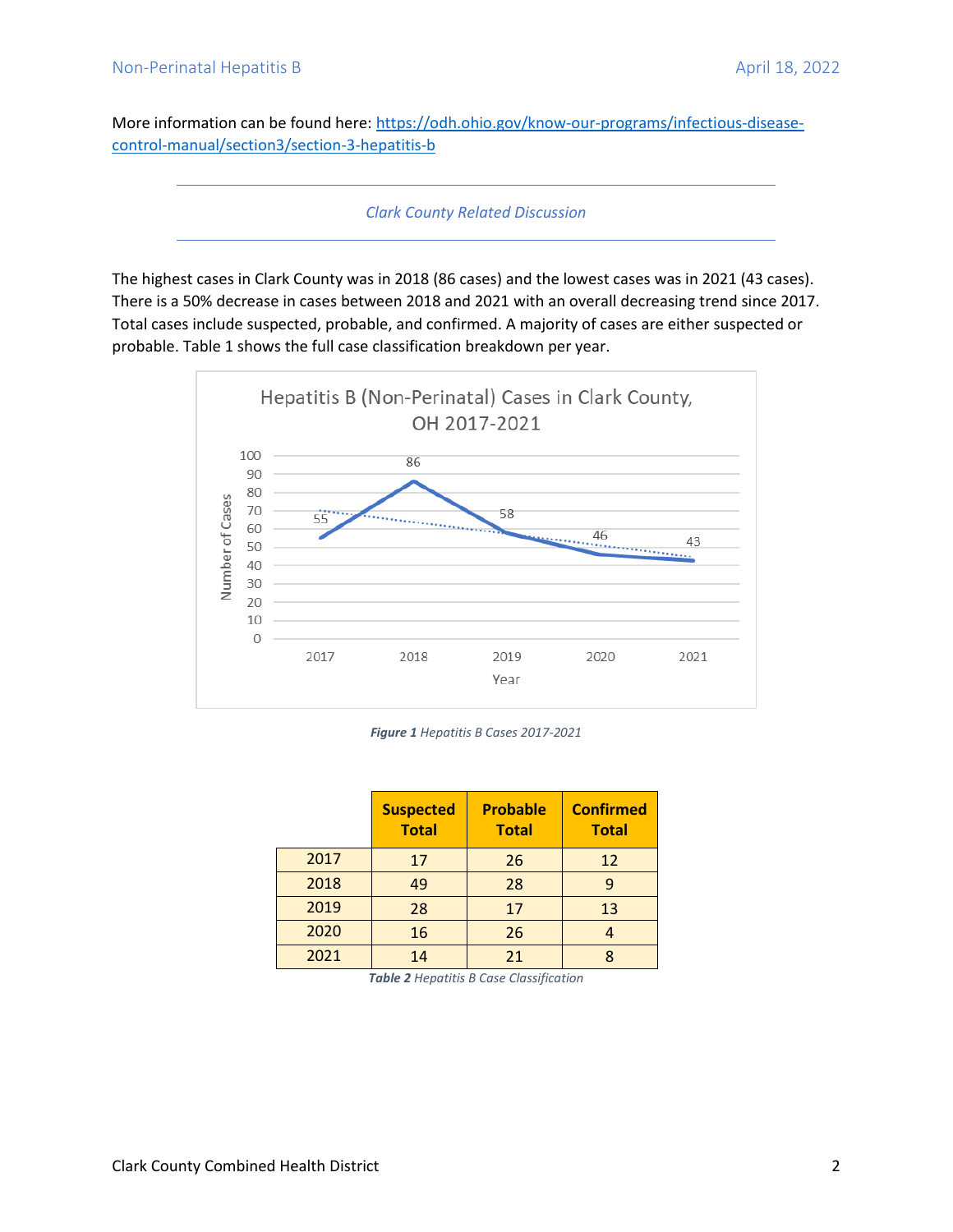More information can be found here: [https://odh.ohio.gov/know-our-programs/infectious-disease-control-manual/section3/section-3-hepatitis-b](https://odh.ohio.gov/know-our-programs/infectious-disease-control-manual/section3/section-3-hepatitis-b)

---

*Clark County Related Discussion*

---

The highest cases in Clark County was in 2018 (86 cases) and the lowest cases was in 2021 (43 cases). There is a 50% decrease in cases between 2018 and 2021 with an overall decreasing trend since 2017. Total cases include suspected, probable, and confirmed. A majority of cases are either suspected or probable. Table 1 shows the full case classification breakdown per year.

Hepatitis B (Non-Perinatal) Cases in Clark County, OH 2017-2021

Number of Cases

100
90
80
70
60
50
40
30
20
10
0

55
86
58
46
43

2017
2018
2019
2020
2021

Year

***Figure 1*** *Hepatitis B Cases 2017-2021*

| | Suspected Total | Probable Total | Confirmed Total |
|---|---|---|---|
| 2017 | 17 | 26 | 12 |
| 2018 | 49 | 28 | 9 |
| 2019 | 28 | 17 | 13 |
| 2020 | 16 | 26 | 4 |
| 2021 | 14 | 21 | 8 |

***Table 2*** *Hepatitis B Case Classification*